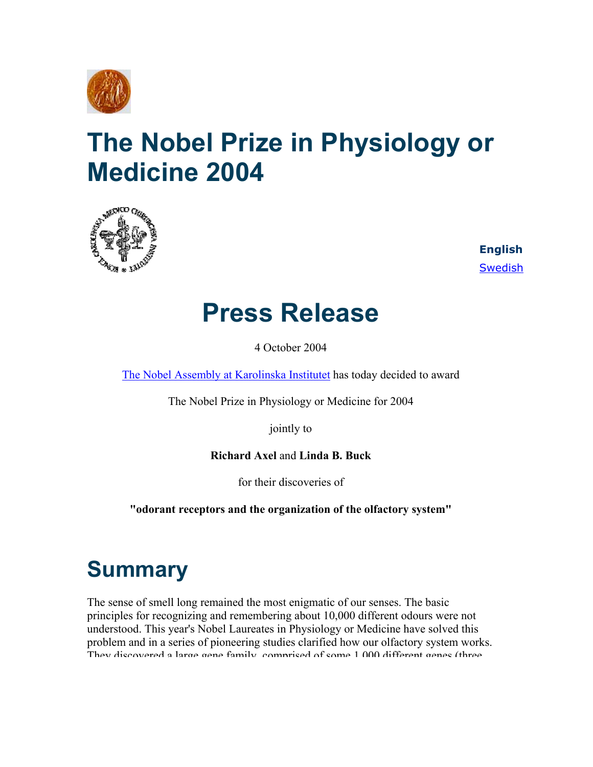# The Nobel Prize in Physiology or Medicine 2004

**English**
Swedish

# Press Release

4 October 2004

The Nobel Assembly at Karolinska Institutet has today decided to award

The Nobel Prize in Physiology or Medicine for 2004

jointly to

**Richard Axel** and **Linda B. Buck**

for their discoveries of

**"odorant receptors and the organization of the olfactory system"**

## Summary

The sense of smell long remained the most enigmatic of our senses. The basic principles for recognizing and remembering about 10,000 different odours were not understood. This year's Nobel Laureates in Physiology or Medicine have solved this problem and in a series of pioneering studies clarified how our olfactory system works. They discovered a large gene family, comprised of some 1,000 different genes (three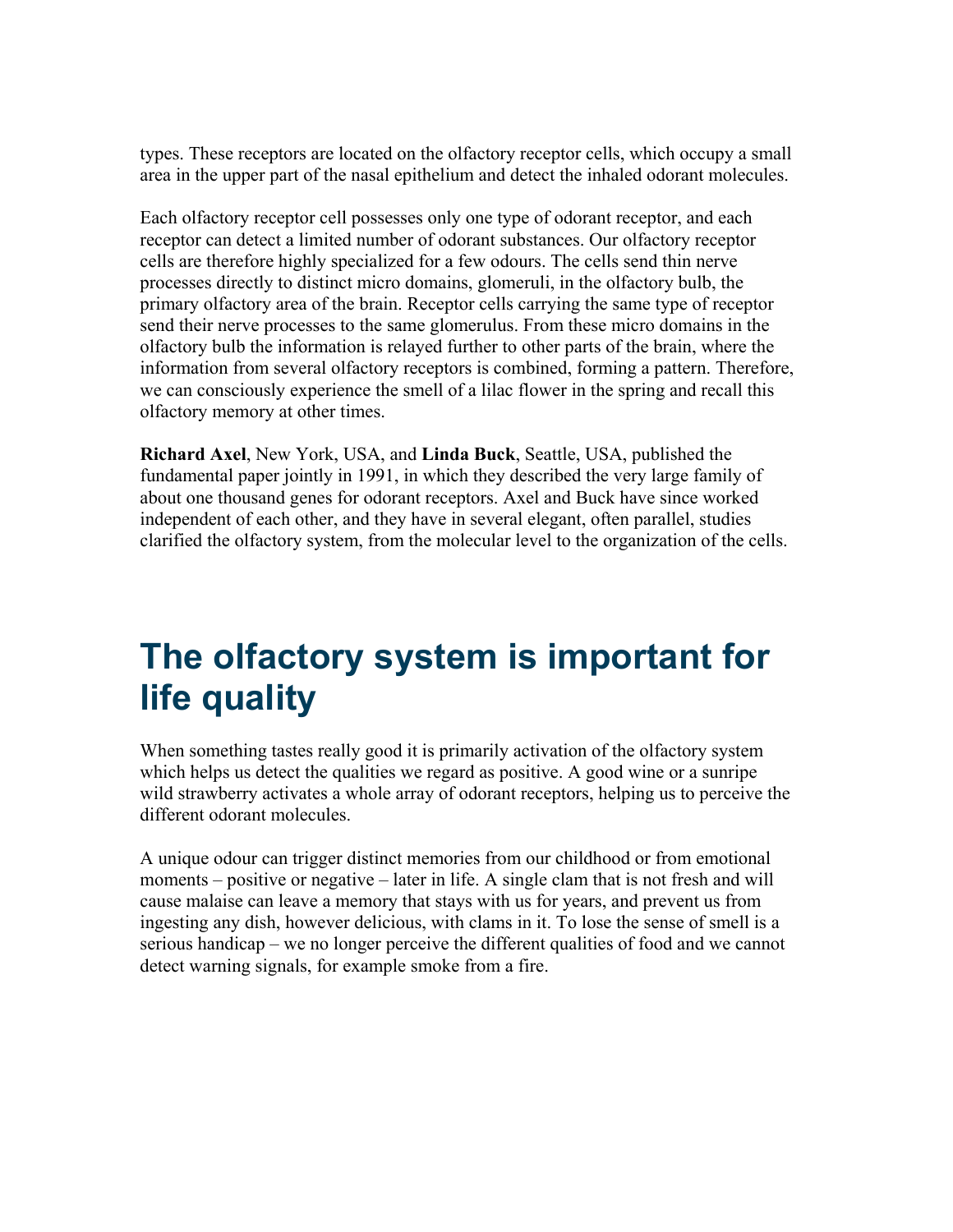types. These receptors are located on the olfactory receptor cells, which occupy a small area in the upper part of the nasal epithelium and detect the inhaled odorant molecules.

Each olfactory receptor cell possesses only one type of odorant receptor, and each receptor can detect a limited number of odorant substances. Our olfactory receptor cells are therefore highly specialized for a few odours. The cells send thin nerve processes directly to distinct micro domains, glomeruli, in the olfactory bulb, the primary olfactory area of the brain. Receptor cells carrying the same type of receptor send their nerve processes to the same glomerulus. From these micro domains in the olfactory bulb the information is relayed further to other parts of the brain, where the information from several olfactory receptors is combined, forming a pattern. Therefore, we can consciously experience the smell of a lilac flower in the spring and recall this olfactory memory at other times.

**Richard Axel**, New York, USA, and **Linda Buck**, Seattle, USA, published the fundamental paper jointly in 1991, in which they described the very large family of about one thousand genes for odorant receptors. Axel and Buck have since worked independent of each other, and they have in several elegant, often parallel, studies clarified the olfactory system, from the molecular level to the organization of the cells.

# The olfactory system is important for life quality

When something tastes really good it is primarily activation of the olfactory system which helps us detect the qualities we regard as positive. A good wine or a sunripe wild strawberry activates a whole array of odorant receptors, helping us to perceive the different odorant molecules.

A unique odour can trigger distinct memories from our childhood or from emotional moments – positive or negative – later in life. A single clam that is not fresh and will cause malaise can leave a memory that stays with us for years, and prevent us from ingesting any dish, however delicious, with clams in it. To lose the sense of smell is a serious handicap – we no longer perceive the different qualities of food and we cannot detect warning signals, for example smoke from a fire.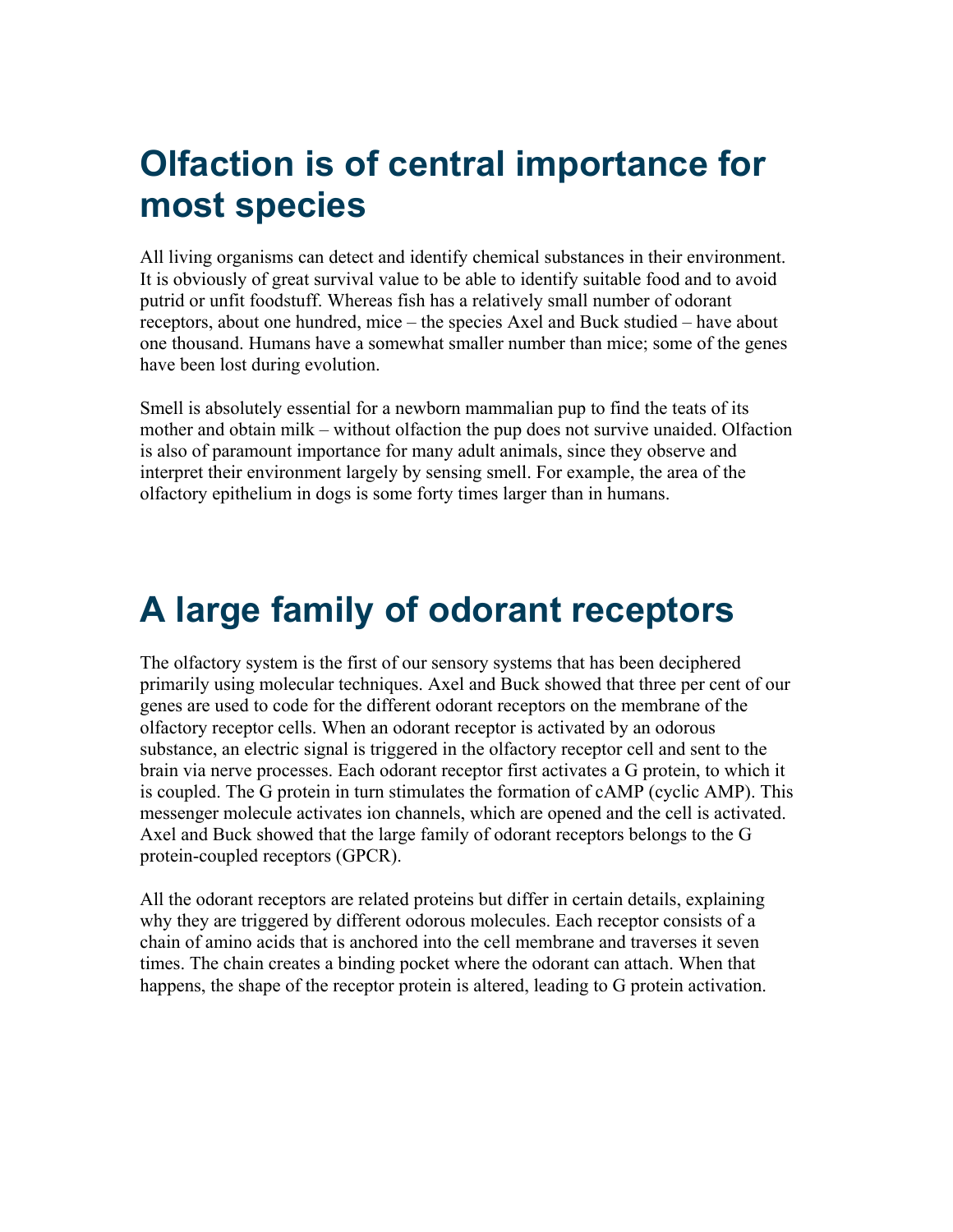# Olfaction is of central importance for most species

All living organisms can detect and identify chemical substances in their environment. It is obviously of great survival value to be able to identify suitable food and to avoid putrid or unfit foodstuff. Whereas fish has a relatively small number of odorant receptors, about one hundred, mice – the species Axel and Buck studied – have about one thousand. Humans have a somewhat smaller number than mice; some of the genes have been lost during evolution.

Smell is absolutely essential for a newborn mammalian pup to find the teats of its mother and obtain milk – without olfaction the pup does not survive unaided. Olfaction is also of paramount importance for many adult animals, since they observe and interpret their environment largely by sensing smell. For example, the area of the olfactory epithelium in dogs is some forty times larger than in humans.

# A large family of odorant receptors

The olfactory system is the first of our sensory systems that has been deciphered primarily using molecular techniques. Axel and Buck showed that three per cent of our genes are used to code for the different odorant receptors on the membrane of the olfactory receptor cells. When an odorant receptor is activated by an odorous substance, an electric signal is triggered in the olfactory receptor cell and sent to the brain via nerve processes. Each odorant receptor first activates a G protein, to which it is coupled. The G protein in turn stimulates the formation of cAMP (cyclic AMP). This messenger molecule activates ion channels, which are opened and the cell is activated. Axel and Buck showed that the large family of odorant receptors belongs to the G protein-coupled receptors (GPCR).

All the odorant receptors are related proteins but differ in certain details, explaining why they are triggered by different odorous molecules. Each receptor consists of a chain of amino acids that is anchored into the cell membrane and traverses it seven times. The chain creates a binding pocket where the odorant can attach. When that happens, the shape of the receptor protein is altered, leading to G protein activation.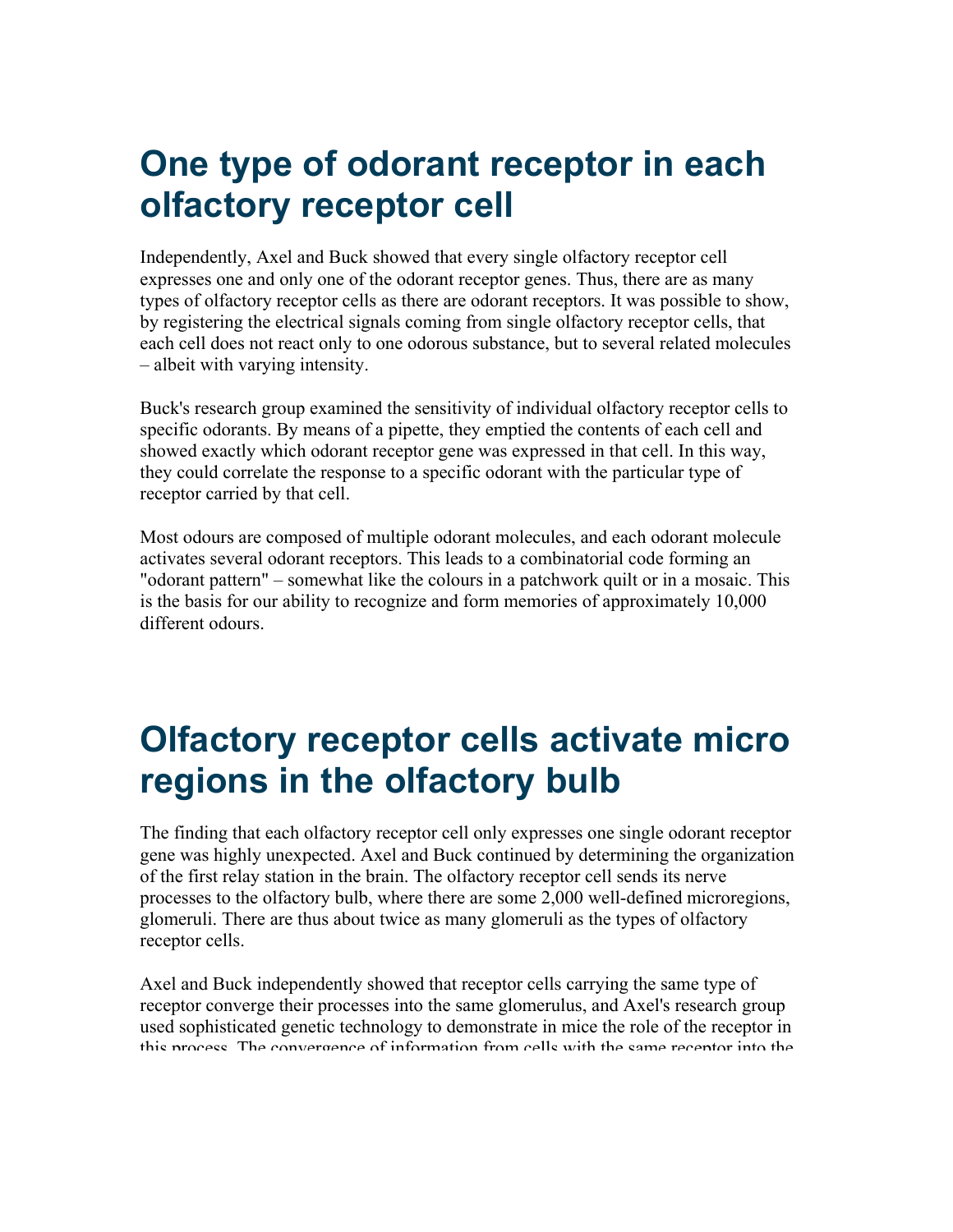# One type of odorant receptor in each olfactory receptor cell

Independently, Axel and Buck showed that every single olfactory receptor cell expresses one and only one of the odorant receptor genes. Thus, there are as many types of olfactory receptor cells as there are odorant receptors. It was possible to show, by registering the electrical signals coming from single olfactory receptor cells, that each cell does not react only to one odorous substance, but to several related molecules – albeit with varying intensity.

Buck's research group examined the sensitivity of individual olfactory receptor cells to specific odorants. By means of a pipette, they emptied the contents of each cell and showed exactly which odorant receptor gene was expressed in that cell. In this way, they could correlate the response to a specific odorant with the particular type of receptor carried by that cell.

Most odours are composed of multiple odorant molecules, and each odorant molecule activates several odorant receptors. This leads to a combinatorial code forming an "odorant pattern" – somewhat like the colours in a patchwork quilt or in a mosaic. This is the basis for our ability to recognize and form memories of approximately 10,000 different odours.

# Olfactory receptor cells activate micro regions in the olfactory bulb

The finding that each olfactory receptor cell only expresses one single odorant receptor gene was highly unexpected. Axel and Buck continued by determining the organization of the first relay station in the brain. The olfactory receptor cell sends its nerve processes to the olfactory bulb, where there are some 2,000 well-defined microregions, glomeruli. There are thus about twice as many glomeruli as the types of olfactory receptor cells.

Axel and Buck independently showed that receptor cells carrying the same type of receptor converge their processes into the same glomerulus, and Axel's research group used sophisticated genetic technology to demonstrate in mice the role of the receptor in this process. The convergence of information from cells with the same receptor into the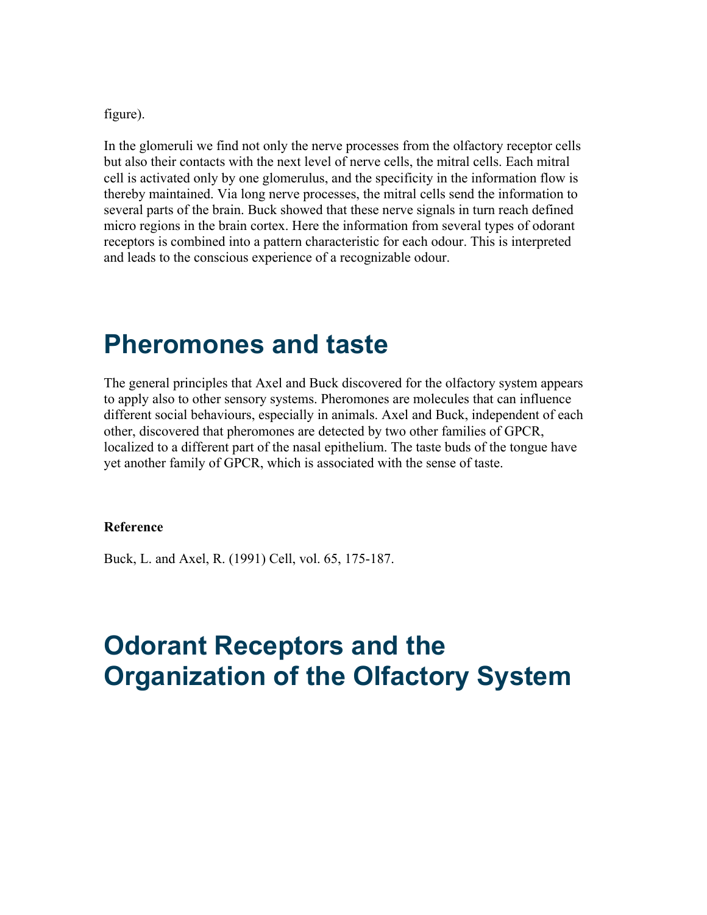figure).

In the glomeruli we find not only the nerve processes from the olfactory receptor cells but also their contacts with the next level of nerve cells, the mitral cells. Each mitral cell is activated only by one glomerulus, and the specificity in the information flow is thereby maintained. Via long nerve processes, the mitral cells send the information to several parts of the brain. Buck showed that these nerve signals in turn reach defined micro regions in the brain cortex. Here the information from several types of odorant receptors is combined into a pattern characteristic for each odour. This is interpreted and leads to the conscious experience of a recognizable odour.

# Pheromones and taste

The general principles that Axel and Buck discovered for the olfactory system appears to apply also to other sensory systems. Pheromones are molecules that can influence different social behaviours, especially in animals. Axel and Buck, independent of each other, discovered that pheromones are detected by two other families of GPCR, localized to a different part of the nasal epithelium. The taste buds of the tongue have yet another family of GPCR, which is associated with the sense of taste.

**Reference**

Buck, L. and Axel, R. (1991) Cell, vol. 65, 175-187.

# Odorant Receptors and the Organization of the Olfactory System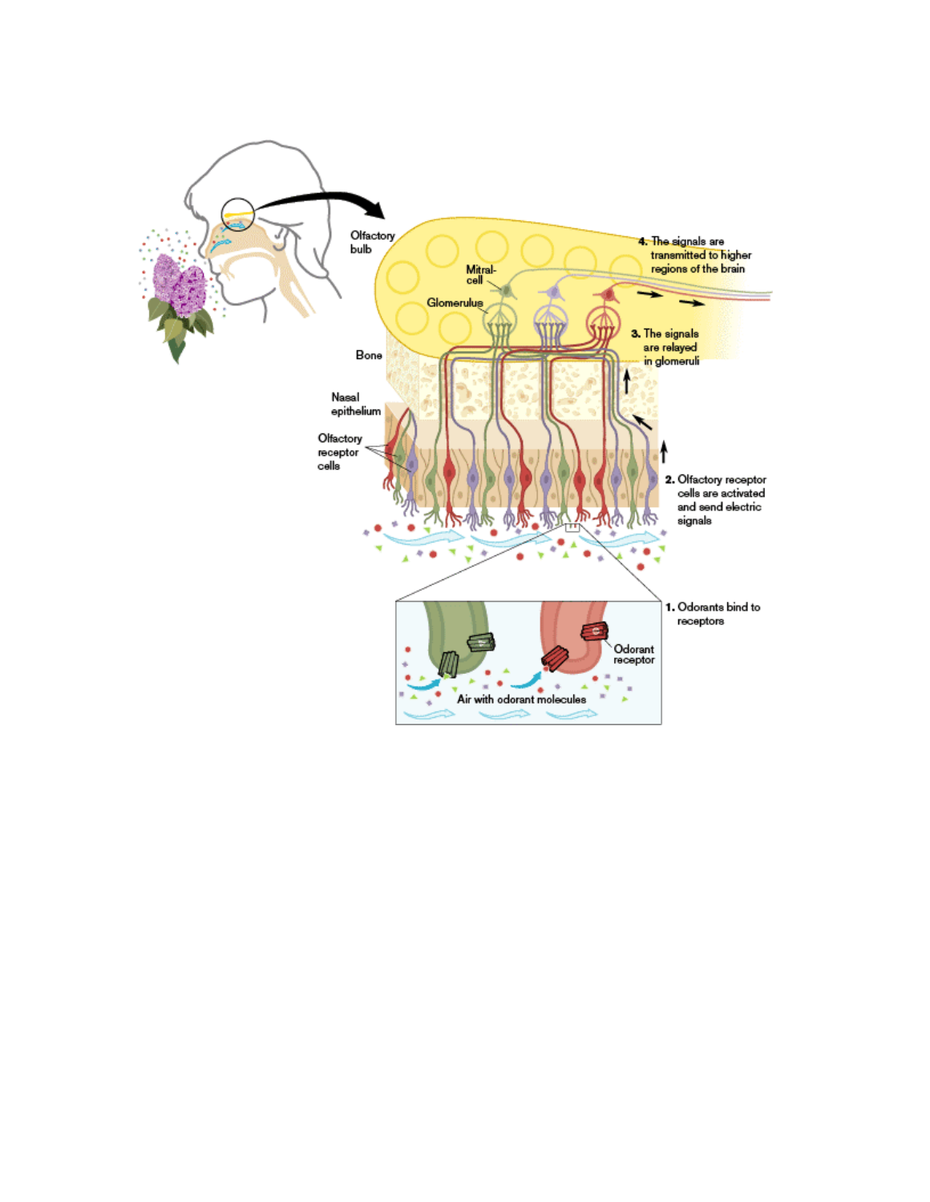Olfactory bulb

Mitral-cell

Glomerulus

Bone

Nasal epithelium

Olfactory receptor cells

4. The signals are transmitted to higher regions of the brain

3. The signals are relayed in glomeruli

2. Olfactory receptor cells are activated and send electric signals

1. Odorants bind to receptors

Odorant receptor

Air with odorant molecules